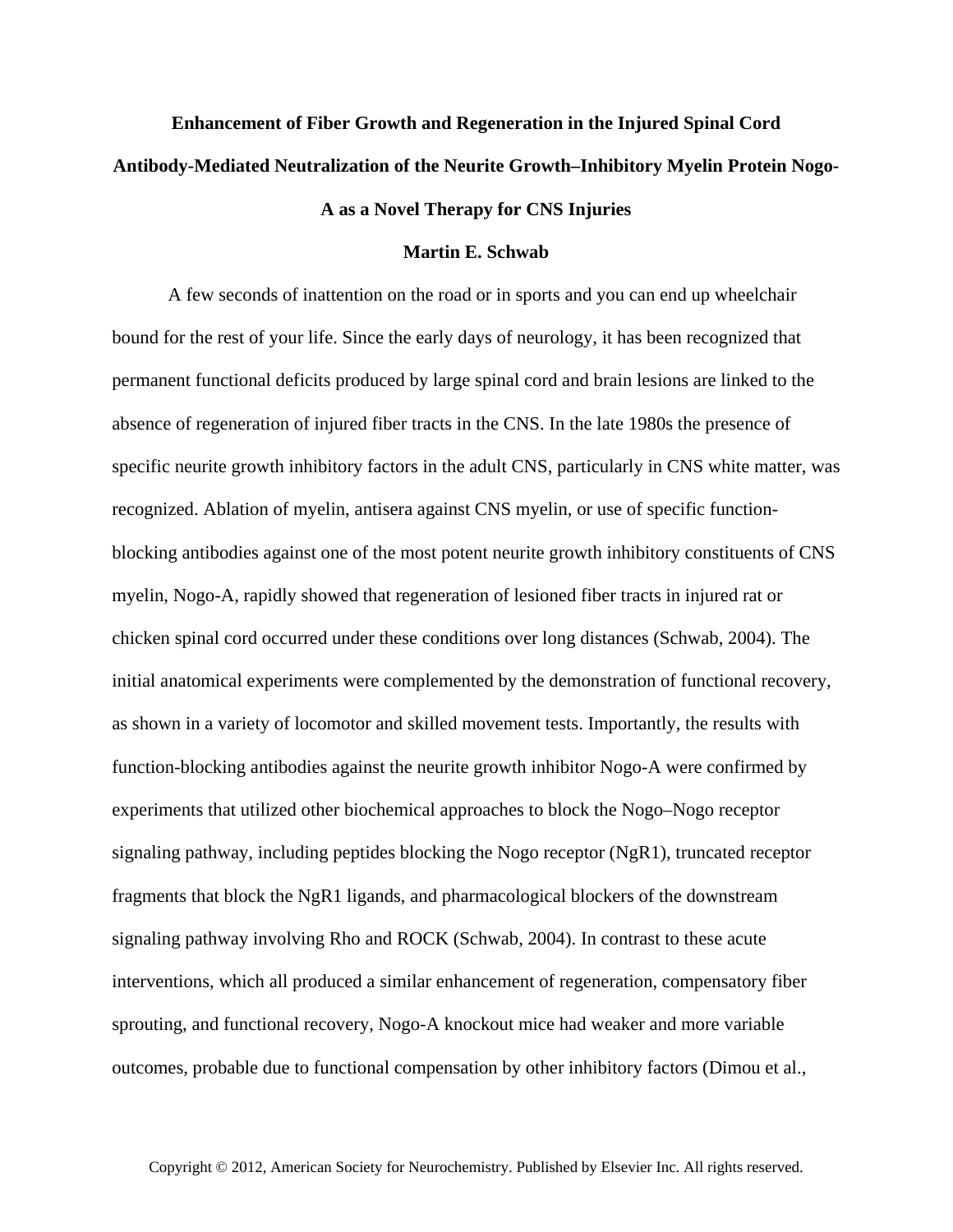# Enhancement of Fiber Growth and Regeneration in the Injured Spinal Cord

## Antibody-Mediated Neutralization of the Neurite Growth–Inhibitory Myelin Protein Nogo-A as a Novel Therapy for CNS Injuries

**Martin E. Schwab**

A few seconds of inattention on the road or in sports and you can end up wheelchair bound for the rest of your life. Since the early days of neurology, it has been recognized that permanent functional deficits produced by large spinal cord and brain lesions are linked to the absence of regeneration of injured fiber tracts in the CNS. In the late 1980s the presence of specific neurite growth inhibitory factors in the adult CNS, particularly in CNS white matter, was recognized. Ablation of myelin, antisera against CNS myelin, or use of specific function-blocking antibodies against one of the most potent neurite growth inhibitory constituents of CNS myelin, Nogo-A, rapidly showed that regeneration of lesioned fiber tracts in injured rat or chicken spinal cord occurred under these conditions over long distances (Schwab, 2004). The initial anatomical experiments were complemented by the demonstration of functional recovery, as shown in a variety of locomotor and skilled movement tests. Importantly, the results with function-blocking antibodies against the neurite growth inhibitor Nogo-A were confirmed by experiments that utilized other biochemical approaches to block the Nogo–Nogo receptor signaling pathway, including peptides blocking the Nogo receptor (NgR1), truncated receptor fragments that block the NgR1 ligands, and pharmacological blockers of the downstream signaling pathway involving Rho and ROCK (Schwab, 2004). In contrast to these acute interventions, which all produced a similar enhancement of regeneration, compensatory fiber sprouting, and functional recovery, Nogo-A knockout mice had weaker and more variable outcomes, probable due to functional compensation by other inhibitory factors (Dimou et al.,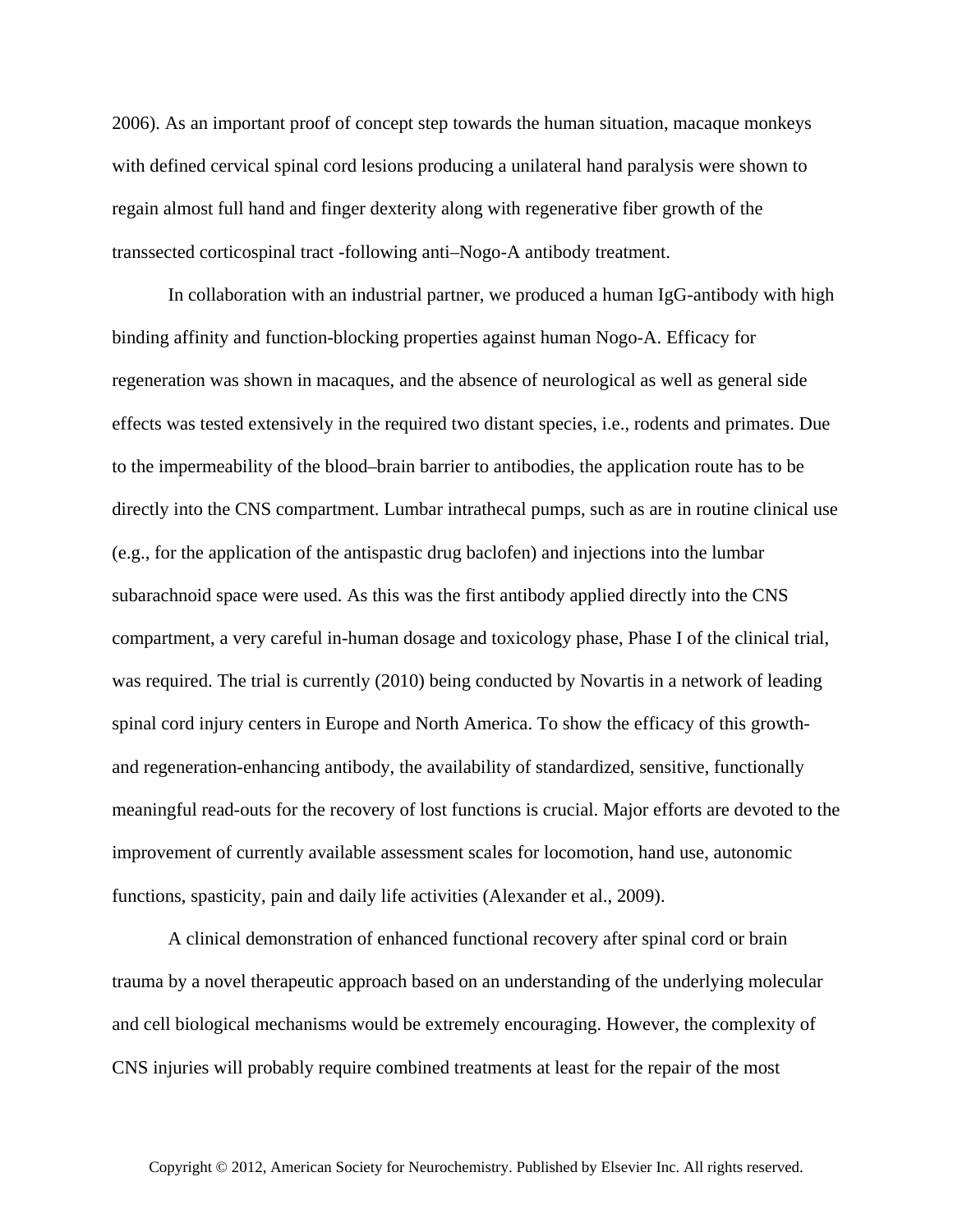2006). As an important proof of concept step towards the human situation, macaque monkeys with defined cervical spinal cord lesions producing a unilateral hand paralysis were shown to regain almost full hand and finger dexterity along with regenerative fiber growth of the transsected corticospinal tract -following anti–Nogo-A antibody treatment.

In collaboration with an industrial partner, we produced a human IgG-antibody with high binding affinity and function-blocking properties against human Nogo-A. Efficacy for regeneration was shown in macaques, and the absence of neurological as well as general side effects was tested extensively in the required two distant species, i.e., rodents and primates. Due to the impermeability of the blood–brain barrier to antibodies, the application route has to be directly into the CNS compartment. Lumbar intrathecal pumps, such as are in routine clinical use (e.g., for the application of the antispastic drug baclofen) and injections into the lumbar subarachnoid space were used. As this was the first antibody applied directly into the CNS compartment, a very careful in-human dosage and toxicology phase, Phase I of the clinical trial, was required. The trial is currently (2010) being conducted by Novartis in a network of leading spinal cord injury centers in Europe and North America. To show the efficacy of this growth- and regeneration-enhancing antibody, the availability of standardized, sensitive, functionally meaningful read-outs for the recovery of lost functions is crucial. Major efforts are devoted to the improvement of currently available assessment scales for locomotion, hand use, autonomic functions, spasticity, pain and daily life activities (Alexander et al., 2009).

A clinical demonstration of enhanced functional recovery after spinal cord or brain trauma by a novel therapeutic approach based on an understanding of the underlying molecular and cell biological mechanisms would be extremely encouraging. However, the complexity of CNS injuries will probably require combined treatments at least for the repair of the most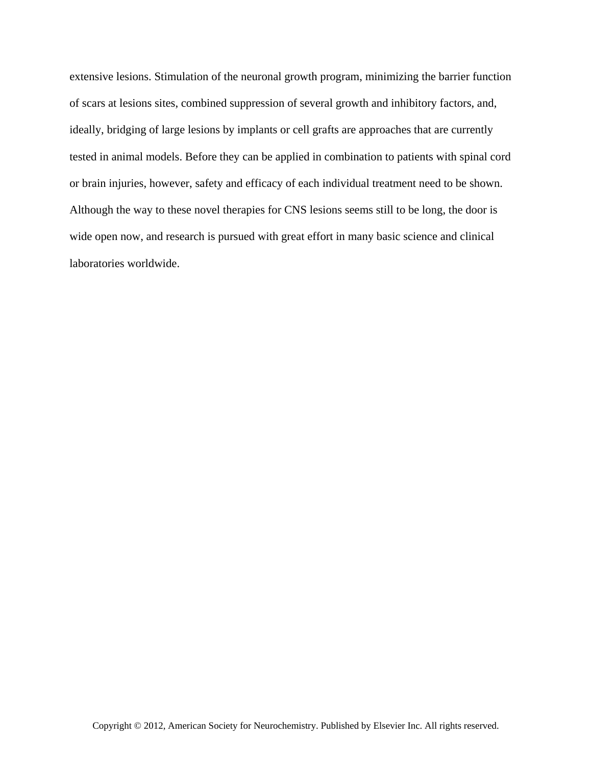extensive lesions. Stimulation of the neuronal growth program, minimizing the barrier function of scars at lesions sites, combined suppression of several growth and inhibitory factors, and, ideally, bridging of large lesions by implants or cell grafts are approaches that are currently tested in animal models. Before they can be applied in combination to patients with spinal cord or brain injuries, however, safety and efficacy of each individual treatment need to be shown. Although the way to these novel therapies for CNS lesions seems still to be long, the door is wide open now, and research is pursued with great effort in many basic science and clinical laboratories worldwide.

Copyright © 2012, American Society for Neurochemistry. Published by Elsevier Inc. All rights reserved.